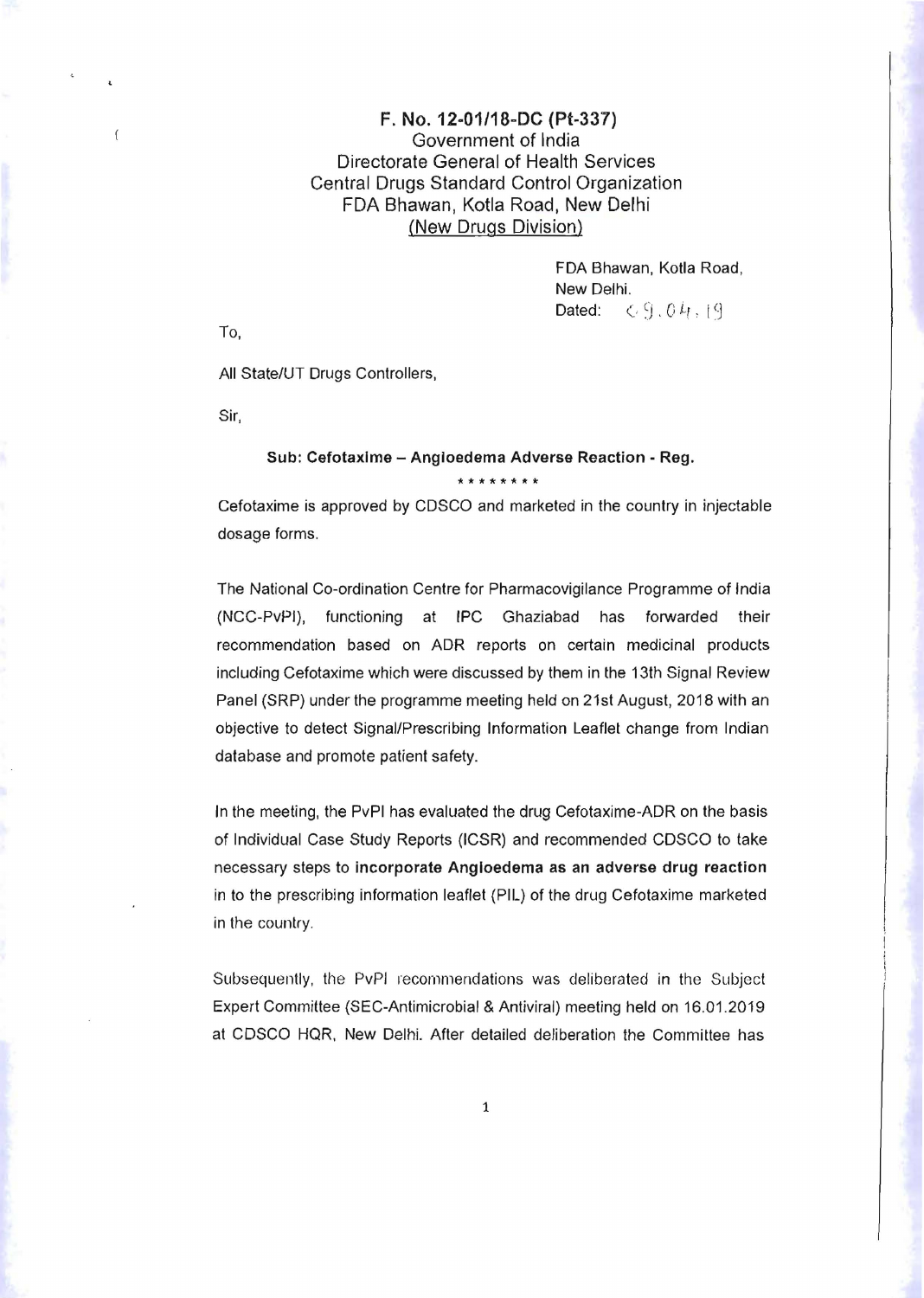**F. No. 12-01/18-DC (Pt-337)**
Government of India
Directorate General of Health Services
Central Drugs Standard Control Organization
FDA Bhawan, Kotla Road, New Delhi
(New Drugs Division)

FDA Bhawan, Kotla Road,
New Delhi.
Dated: 09.04.19

To,

All State/UT Drugs Controllers,

Sir,

**Sub: Cefotaxime – Angioedema Adverse Reaction - Reg.**

\*\*\*\*\*\*\*\*

Cefotaxime is approved by CDSCO and marketed in the country in injectable dosage forms.

The National Co-ordination Centre for Pharmacovigilance Programme of India (NCC-PvPI), functioning at IPC Ghaziabad has forwarded their recommendation based on ADR reports on certain medicinal products including Cefotaxime which were discussed by them in the 13th Signal Review Panel (SRP) under the programme meeting held on 21st August, 2018 with an objective to detect Signal/Prescribing Information Leaflet change from Indian database and promote patient safety.

In the meeting, the PvPI has evaluated the drug Cefotaxime-ADR on the basis of Individual Case Study Reports (ICSR) and recommended CDSCO to take necessary steps to **incorporate Angioedema as an adverse drug reaction** in to the prescribing information leaflet (PIL) of the drug Cefotaxime marketed in the country.

Subsequently, the PvPI recommendations was deliberated in the Subject Expert Committee (SEC-Antimicrobial & Antiviral) meeting held on 16.01.2019 at CDSCO HQR, New Delhi. After detailed deliberation the Committee has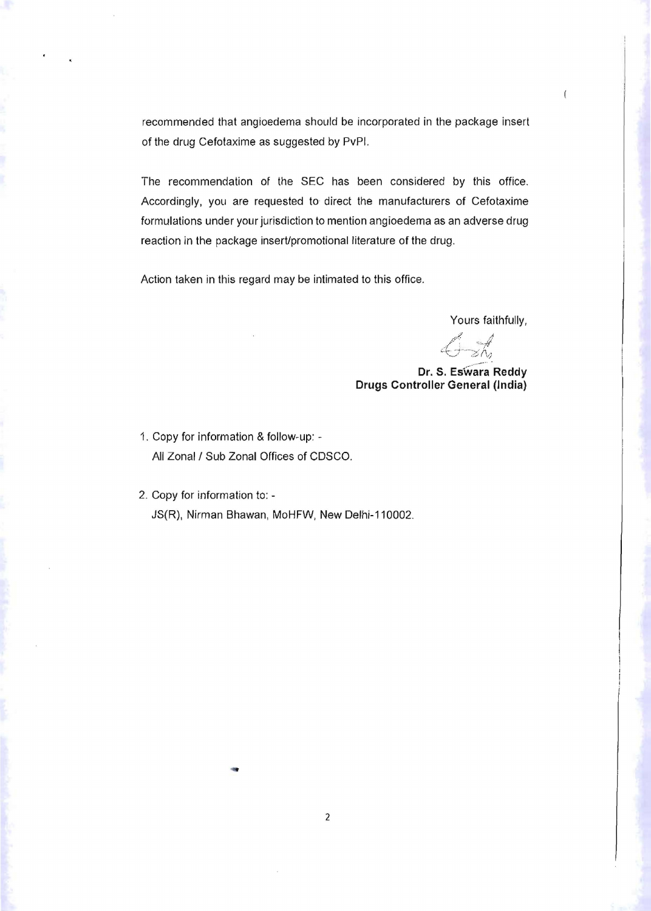recommended that angioedema should be incorporated in the package insert of the drug Cefotaxime as suggested by PvPI.

The recommendation of the SEC has been considered by this office. Accordingly, you are requested to direct the manufacturers of Cefotaxime formulations under your jurisdiction to mention angioedema as an adverse drug reaction in the package insert/promotional literature of the drug.

Action taken in this regard may be intimated to this office.

Yours faithfully,

**Dr. S. Eswara Reddy**
**Drugs Controller General (India)**

1. Copy for information & follow-up: -
   All Zonal / Sub Zonal Offices of CDSCO.

2. Copy for information to: -
   JS(R), Nirman Bhawan, MoHFW, New Delhi-110002.